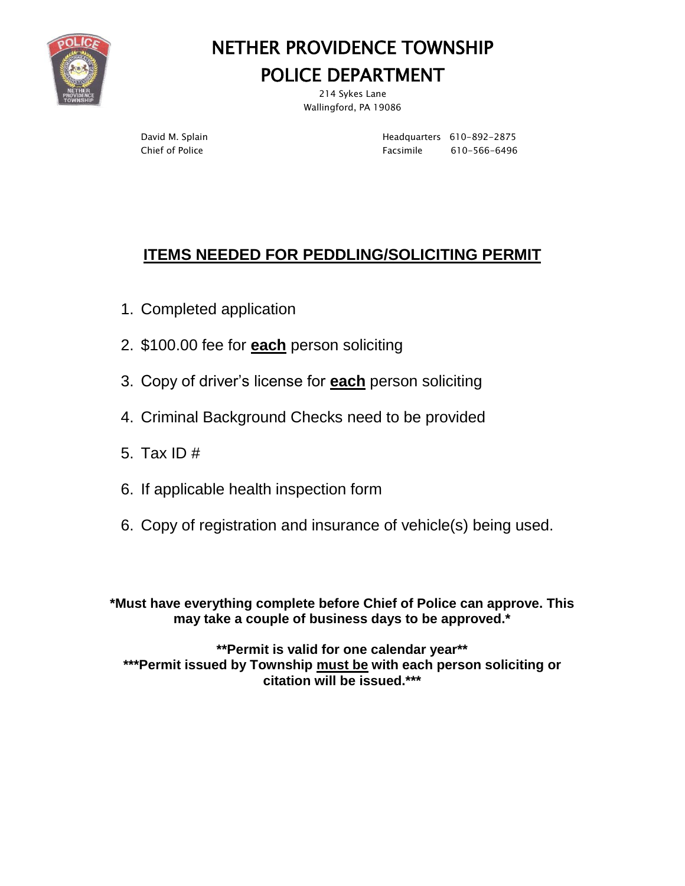# NETHER PROVIDENCE TOWNSHIP

# POLICE DEPARTMENT

214 Sykes Lane
Wallingford, PA 19086

David M. Splain
Chief of Police

Headquarters 610-892-2875
Facsimile 610-566-6496

## ITEMS NEEDED FOR PEDDLING/SOLICITING PERMIT

1. Completed application
2. $100.00 fee for **each** person soliciting
3. Copy of driver's license for **each** person soliciting
4. Criminal Background Checks need to be provided
5. Tax ID #
6. If applicable health inspection form
6. Copy of registration and insurance of vehicle(s) being used.

**\*Must have everything complete before Chief of Police can approve. This may take a couple of business days to be approved.\***

**\*\*Permit is valid for one calendar year\*\***

**\*\*\*Permit issued by Township must be with each person soliciting or citation will be issued.\*\*\***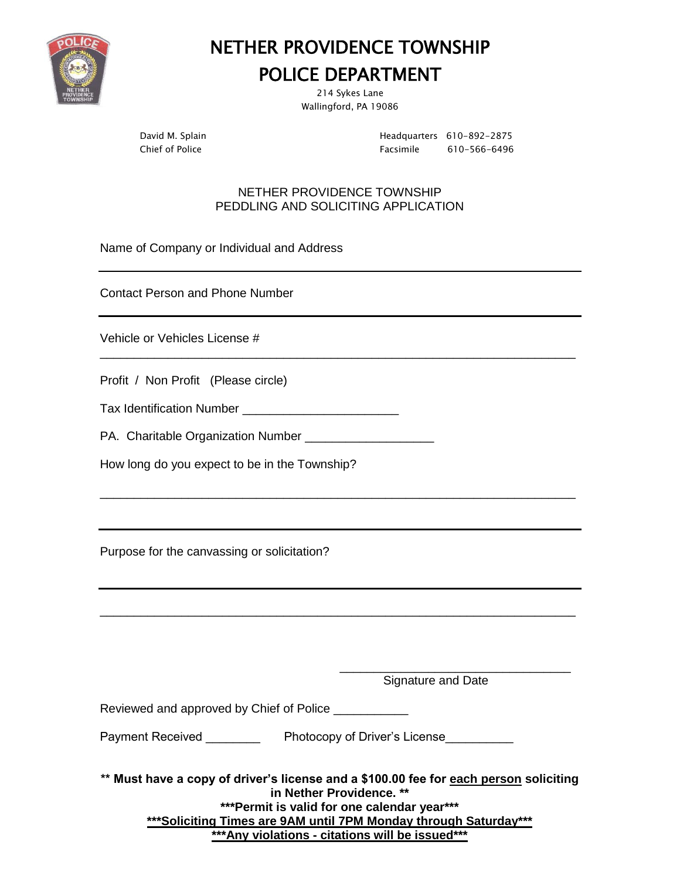# NETHER PROVIDENCE TOWNSHIP

# POLICE DEPARTMENT

214 Sykes Lane
Wallingford, PA 19086

David M. Splain
Chief of Police

Headquarters 610-892-2875
Facsimile 610-566-6496

NETHER PROVIDENCE TOWNSHIP
PEDDLING AND SOLICITING APPLICATION

Name of Company or Individual and Address

___________________________________________________________________

Contact Person and Phone Number

___________________________________________________________________

Vehicle or Vehicles License #

___________________________________________________________________

Profit / Non Profit (Please circle)

Tax Identification Number ______________________

PA. Charitable Organization Number __________________

How long do you expect to be in the Township?

___________________________________________________________________

___________________________________________________________________

Purpose for the canvassing or solicitation?

___________________________________________________________________

___________________________________________________________________

_________________________________
Signature and Date

Reviewed and approved by Chief of Police ___________

Payment Received ________ Photocopy of Driver's License__________

**\*\* Must have a copy of driver's license and a $100.00 fee for <u>each person</u> soliciting in Nether Providence. \*\***

**\*\*\*Permit is valid for one calendar year\*\*\***

**<u>\*\*\*Soliciting Times are 9AM until 7PM Monday through Saturday\*\*\*</u>**

**<u>\*\*\*Any violations - citations will be issued\*\*\*</u>**